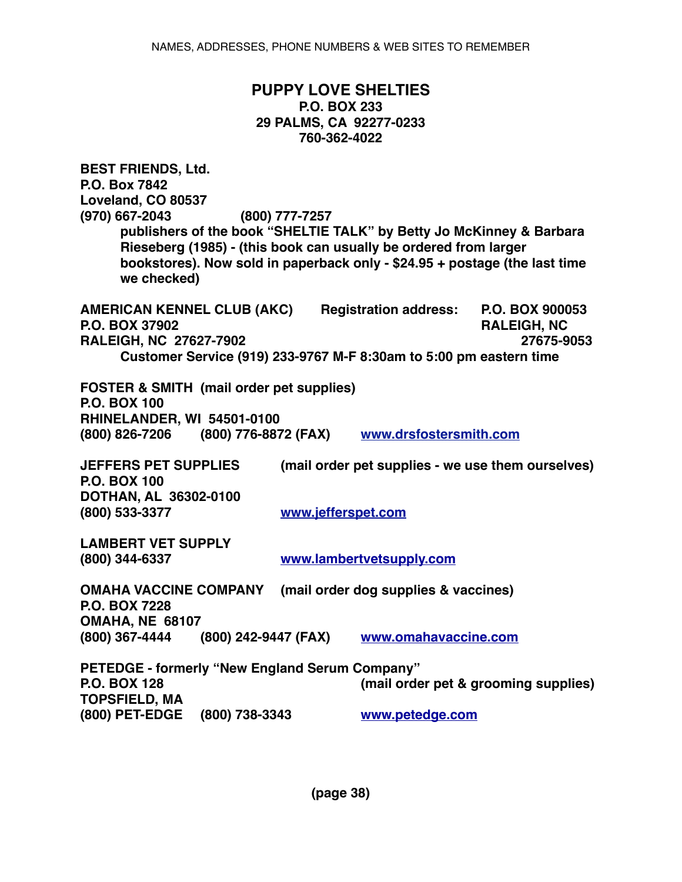**PUPPY LOVE SHELTIES**
**P.O. BOX 233**
**29 PALMS, CA 92277-0233**
**760-362-4022**

**BEST FRIENDS, Ltd.**
**P.O. Box 7842**
**Loveland, CO 80537**
**(970) 667-2043 (800) 777-7257**

**publishers of the book "SHELTIE TALK" by Betty Jo McKinney & Barbara Rieseberg (1985) - (this book can usually be ordered from larger bookstores). Now sold in paperback only - $24.95 + postage (the last time we checked)**

**AMERICAN KENNEL CLUB (AKC)**
**P.O. BOX 37902**
**RALEIGH, NC 27627-7902**

**Registration address: P.O. BOX 900053**
**RALEIGH, NC 27675-9053**

**Customer Service (919) 233-9767 M-F 8:30am to 5:00 pm eastern time**

**FOSTER & SMITH (mail order pet supplies)**
**P.O. BOX 100**
**RHINELANDER, WI 54501-0100**
**(800) 826-7206 (800) 776-8872 (FAX) [www.drsfostersmith.com](http://www.drsfostersmith.com)**

**JEFFERS PET SUPPLIES (mail order pet supplies - we use them ourselves)**
**P.O. BOX 100**
**DOTHAN, AL 36302-0100**
**(800) 533-3377 [www.jefferspet.com](http://www.jefferspet.com)**

**LAMBERT VET SUPPLY**
**(800) 344-6337 [www.lambertvetsupply.com](http://www.lambertvetsupply.com)**

**OMAHA VACCINE COMPANY (mail order dog supplies & vaccines)**
**P.O. BOX 7228**
**OMAHA, NE 68107**
**(800) 367-4444 (800) 242-9447 (FAX) [www.omahavaccine.com](http://www.omahavaccine.com)**

**PETEDGE - formerly "New England Serum Company"**
**P.O. BOX 128 (mail order pet & grooming supplies)**
**TOPSFIELD, MA**
**(800) PET-EDGE (800) 738-3343 [www.petedge.com](http://www.petedge.com)**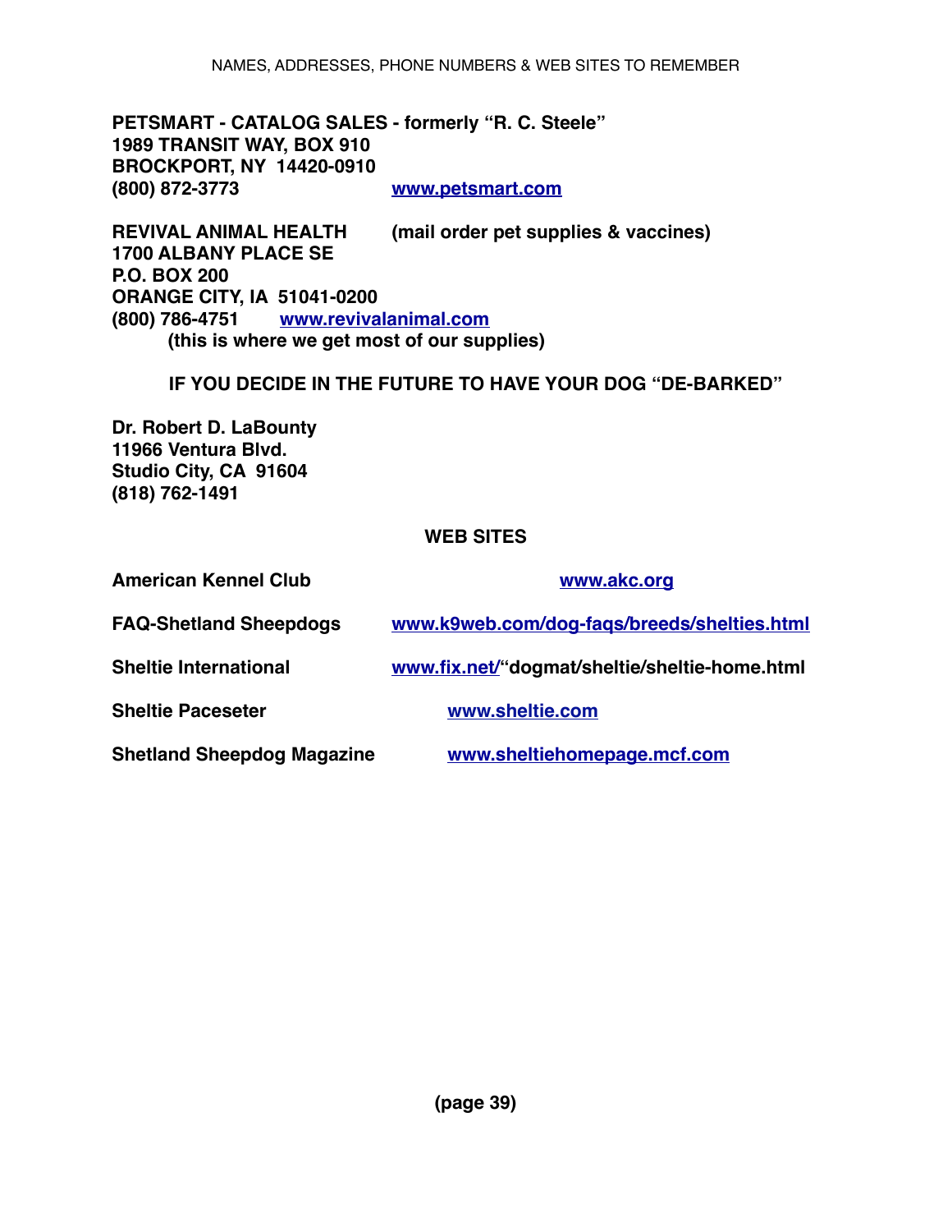NAMES, ADDRESSES, PHONE NUMBERS & WEB SITES TO REMEMBER

**PETSMART - CATALOG SALES - formerly "R. C. Steele"**
**1989 TRANSIT WAY, BOX 910**
**BROCKPORT, NY 14420-0910**
**(800) 872-3773** **www.petsmart.com**

**REVIVAL ANIMAL HEALTH** **(mail order pet supplies & vaccines)**
**1700 ALBANY PLACE SE**
**P.O. BOX 200**
**ORANGE CITY, IA 51041-0200**
**(800) 786-4751** **www.revivalanimal.com**
**(this is where we get most of our supplies)**

**IF YOU DECIDE IN THE FUTURE TO HAVE YOUR DOG "DE-BARKED"**

**Dr. Robert D. LaBounty**
**11966 Ventura Blvd.**
**Studio City, CA 91604**
**(818) 762-1491**

## WEB SITES

| | |
|---|---|
| **American Kennel Club** | **www.akc.org** |
| **FAQ-Shetland Sheepdogs** | **www.k9web.com/dog-faqs/breeds/shelties.html** |
| **Sheltie International** | **www.fix.net/"dogmat/sheltie/sheltie-home.html** |
| **Sheltie Paceseter** | **www.sheltie.com** |
| **Shetland Sheepdog Magazine** | **www.sheltiehomepage.mcf.com** |